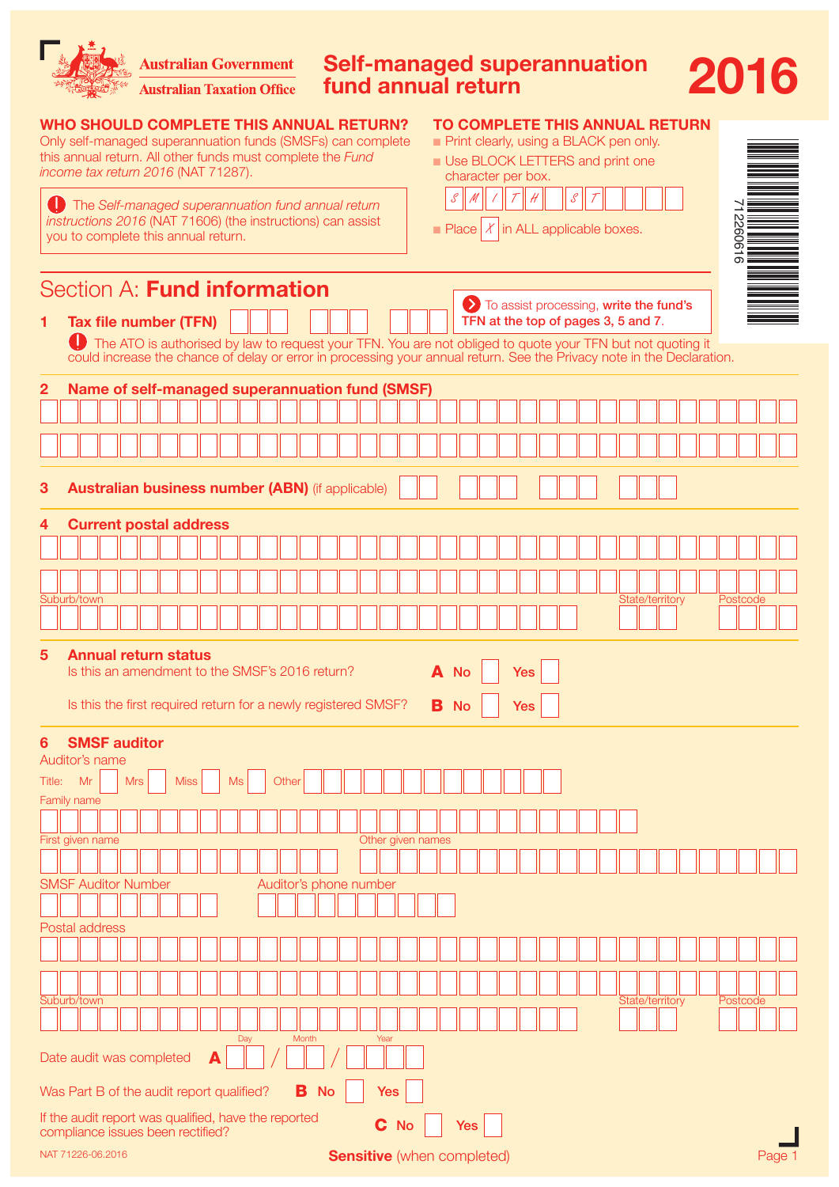Australian Government
Australian Taxation Office

# Self-managed superannuation fund annual return 2016

## WHO SHOULD COMPLETE THIS ANNUAL RETURN?

Only self-managed superannuation funds (SMSFs) can complete this annual return. All other funds must complete the *Fund income tax return 2016* (NAT 71287).

The *Self-managed superannuation fund annual return instructions 2016* (NAT 71606) (the instructions) can assist you to complete this annual return.

## TO COMPLETE THIS ANNUAL RETURN

- Print clearly, using a BLACK pen only.
- Use BLOCK LETTERS and print one character per box. S M I T H S T
- Place X in ALL applicable boxes.

71226616

## Section A: Fund information

To assist processing, **write the fund's TFN at the top of pages 3, 5 and 7.**

**1 Tax file number (TFN)**

The ATO is authorised by law to request your TFN. You are not obliged to quote your TFN but not quoting it could increase the chance of delay or error in processing your annual return. See the Privacy note in the Declaration.

**2 Name of self-managed superannuation fund (SMSF)**

**3 Australian business number (ABN)** (if applicable)

**4 Current postal address**

Suburb/town | State/territory | Postcode

**5 Annual return status**

Is this an amendment to the SMSF's 2016 return? **A** No ☐ Yes ☐

Is this the first required return for a newly registered SMSF? **B** No ☐ Yes ☐

**6 SMSF auditor**

Auditor's name

Title: Mr ☐ Mrs ☐ Miss ☐ Ms ☐ Other

Family name

First given name | Other given names

SMSF Auditor Number | Auditor's phone number

Postal address

Suburb/town | State/territory | Postcode

Date audit was completed **A** Day / Month / Year

Was Part B of the audit report qualified? **B** No ☐ Yes ☐

If the audit report was qualified, have the reported compliance issues been rectified? **C** No ☐ Yes ☐

NAT 71226-06.2016

**Sensitive** (when completed)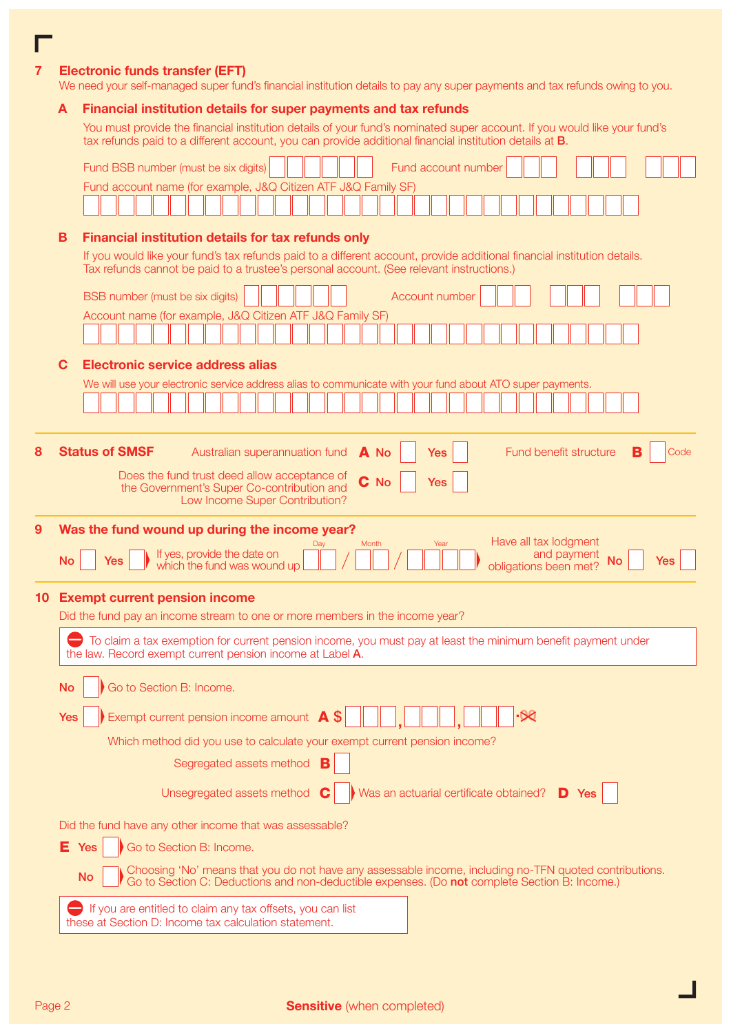## 7 Electronic funds transfer (EFT)

We need your self-managed super fund's financial institution details to pay any super payments and tax refunds owing to you.

### A Financial institution details for super payments and tax refunds

You must provide the financial institution details of your fund's nominated super account. If you would like your fund's tax refunds paid to a different account, you can provide additional financial institution details at **B**.

Fund BSB number (must be six digits) Fund account number

Fund account name (for example, J&Q Citizen ATF J&Q Family SF)

### B Financial institution details for tax refunds only

If you would like your fund's tax refunds paid to a different account, provide additional financial institution details. Tax refunds cannot be paid to a trustee's personal account. (See relevant instructions.)

BSB number (must be six digits) Account number

Account name (for example, J&Q Citizen ATF J&Q Family SF)

### C Electronic service address alias

We will use your electronic service address alias to communicate with your fund about ATO super payments.

## 8 Status of SMSF

Australian superannuation fund **A** No Yes

Fund benefit structure **B** Code

Does the fund trust deed allow acceptance of the Government's Super Co-contribution and Low Income Super Contribution? **C** No Yes

## 9 Was the fund wound up during the income year?

No Yes If yes, provide the date on which the fund was wound up Day / Month / Year

Have all tax lodgment and payment obligations been met? No Yes

## 10 Exempt current pension income

Did the fund pay an income stream to one or more members in the income year?

To claim a tax exemption for current pension income, you must pay at least the minimum benefit payment under the law. Record exempt current pension income at Label **A**.

No Go to Section B: Income.

Yes Exempt current pension income amount **A** $ , , .00

Which method did you use to calculate your exempt current pension income?

Segregated assets method **B**

Unsegregated assets method **C** Was an actuarial certificate obtained? **D** Yes

Did the fund have any other income that was assessable?

**E** Yes Go to Section B: Income.

No Choosing 'No' means that you do not have any assessable income, including no-TFN quoted contributions. Go to Section C: Deductions and non-deductible expenses. (Do **not** complete Section B: Income.)

If you are entitled to claim any tax offsets, you can list these at Section D: Income tax calculation statement.

**Sensitive** (when completed)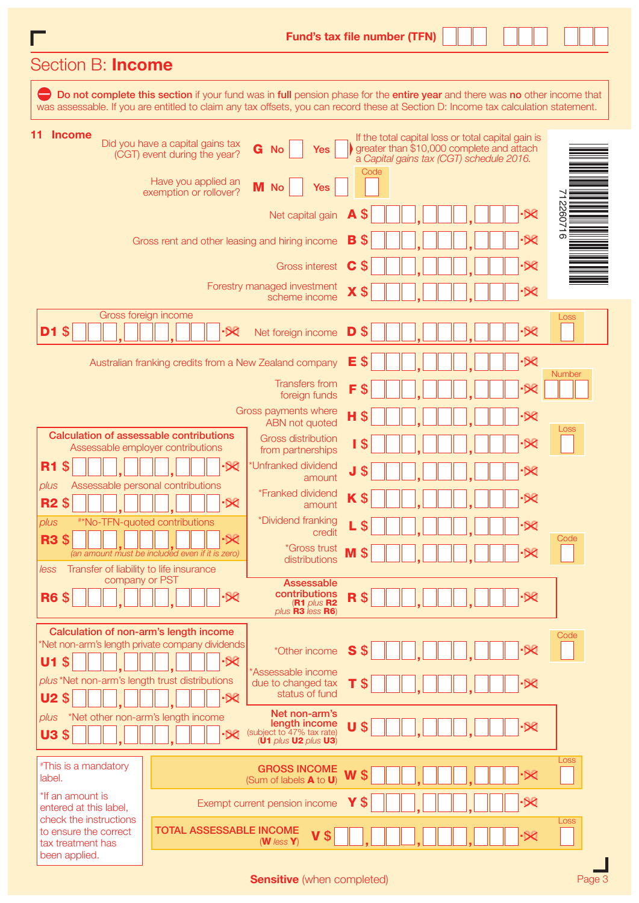Fund's tax file number (TFN)

# Section B: **Income**

⛔ **Do not complete this section** if your fund was in **full** pension phase for the **entire year** and there was **no** other income that was assessable. If you are entitled to claim any tax offsets, you can record these at Section D: Income tax calculation statement.

## 11 Income

Did you have a capital gains tax (CGT) event during the year? **G** No ☐ Yes ☐

If the total capital loss or total capital gain is greater than $10,000 complete and attach a *Capital gains tax (CGT) schedule 2016.*

Have you applied an exemption or rollover? **M** No ☐ Yes ☐ Code ☐

Net capital gain **A** $ .00

Gross rent and other leasing and hiring income **B** $ .00

Gross interest **C** $ .00

Forestry managed investment scheme income **X** $ .00

Gross foreign income **D1** $ .00 — Net foreign income **D** $ .00 Loss ☐

Australian franking credits from a New Zealand company **E** $ .00

Transfers from foreign funds **F** $ .00 Number ☐

Gross payments where ABN not quoted **H** $ .00

Gross distribution from partnerships **I** $ .00 Loss ☐

*Unfranked dividend amount **J** $ .00

*Franked dividend amount **K** $ .00

*Dividend franking credit **L** $ .00

*Gross trust distributions **M** $ .00 Code ☐

**Calculation of assessable contributions**

Assessable employer contributions
**R1** $ .00

*plus* Assessable personal contributions
**R2** $ .00

*plus* **No-TFN-quoted contributions
**R3** $ .00
*(an amount must be included even if it is zero)*

*less* Transfer of liability to life insurance company or PST
**R6** $ .00

**Assessable contributions** (**R1** *plus* **R2** *plus* **R3** *less* **R6**) **R** $ .00

**Calculation of non-arm's length income**

*Net non-arm's length private company dividends
**U1** $ .00

*plus* *Net non-arm's length trust distributions
**U2** $ .00

*plus* *Net other non-arm's length income
**U3** $ .00

*Other income **S** $ .00 Code ☐

*Assessable income due to changed tax status of fund **T** $ .00

**Net non-arm's length income** (subject to 47% tax rate) (**U1** *plus* **U2** *plus* **U3**) **U** $ .00

*This is a mandatory label.

*If an amount is entered at this label, check the instructions to ensure the correct tax treatment has been applied.

**GROSS INCOME** (Sum of labels **A** to **U**) **W** $ .00 Loss ☐

Exempt current pension income **Y** $ .00

**TOTAL ASSESSABLE INCOME** (**W** *less* **Y**) **V** $ .00 Loss ☐

**Sensitive** (when completed)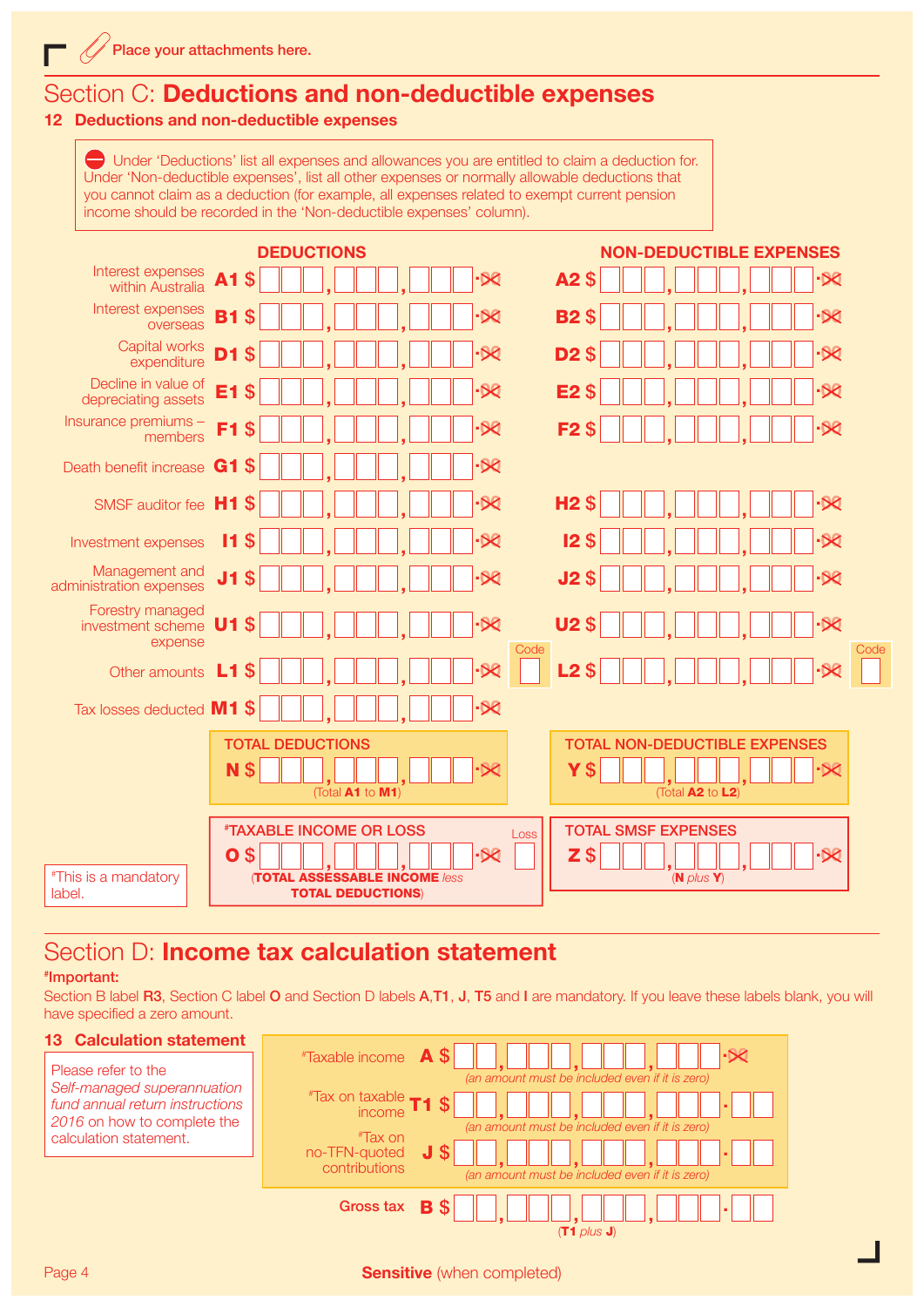Place your attachments here.

# Section C: **Deductions and non-deductible expenses**

## 12 Deductions and non-deductible expenses

Under 'Deductions' list all expenses and allowances you are entitled to claim a deduction for. Under 'Non-deductible expenses', list all other expenses or normally allowable deductions that you cannot claim as a deduction (for example, all expenses related to exempt current pension income should be recorded in the 'Non-deductible expenses' column).

| | DEDUCTIONS | NON-DEDUCTIBLE EXPENSES |
|---|---|---|
| Interest expenses within Australia | **A1** $ ,  ,  .00 | **A2** $ ,  ,  .00 |
| Interest expenses overseas | **B1** $ ,  ,  .00 | **B2** $ ,  ,  .00 |
| Capital works expenditure | **D1** $ ,  ,  .00 | **D2** $ ,  ,  .00 |
| Decline in value of depreciating assets | **E1** $ ,  ,  .00 | **E2** $ ,  ,  .00 |
| Insurance premiums – members | **F1** $ ,  ,  .00 | **F2** $ ,  ,  .00 |
| Death benefit increase | **G1** $ ,  ,  .00 | |
| SMSF auditor fee | **H1** $ ,  ,  .00 | **H2** $ ,  ,  .00 |
| Investment expenses | **I1** $ ,  ,  .00 | **I2** $ ,  ,  .00 |
| Management and administration expenses | **J1** $ ,  ,  .00 | **J2** $ ,  ,  .00 |
| Forestry managed investment scheme expense | **U1** $ ,  ,  .00 | **U2** $ ,  ,  .00 |
| Other amounts | **L1** $ ,  ,  .00 Code | **L2** $ ,  ,  .00 Code |
| Tax losses deducted | **M1** $ ,  ,  .00 | |

**TOTAL DEDUCTIONS**
**N** $ ,  ,  .00
(Total **A1** to **M1**)

**TOTAL NON-DEDUCTIBLE EXPENSES**
**Y** $ ,  ,  .00
(Total **A2** to **L2**)

**#TAXABLE INCOME OR LOSS**
**O** $ ,  ,  .00 Loss
(**TOTAL ASSESSABLE INCOME** *less* **TOTAL DEDUCTIONS**)

**TOTAL SMSF EXPENSES**
**Z** $ ,  ,  .00
(**N** *plus* **Y**)

#This is a mandatory label.

# Section D: **Income tax calculation statement**

**#Important:**
Section B label **R3**, Section C label **O** and Section D labels **A**,**T1**, **J**, **T5** and **I** are mandatory. If you leave these labels blank, you will have specified a zero amount.

## 13 Calculation statement

Please refer to the *Self-managed superannuation fund annual return instructions 2016* on how to complete the calculation statement.

| | |
|---|---|
| #Taxable income | **A** $ ,  ,  ,  .00 *(an amount must be included even if it is zero)* |
| #Tax on taxable income | **T1** $ ,  ,  ,  . *(an amount must be included even if it is zero)* |
| #Tax on no-TFN-quoted contributions | **J** $ ,  ,  ,  . *(an amount must be included even if it is zero)* |
| Gross tax | **B** $ ,  ,  ,  . (**T1** *plus* **J**) |

**Sensitive** (when completed)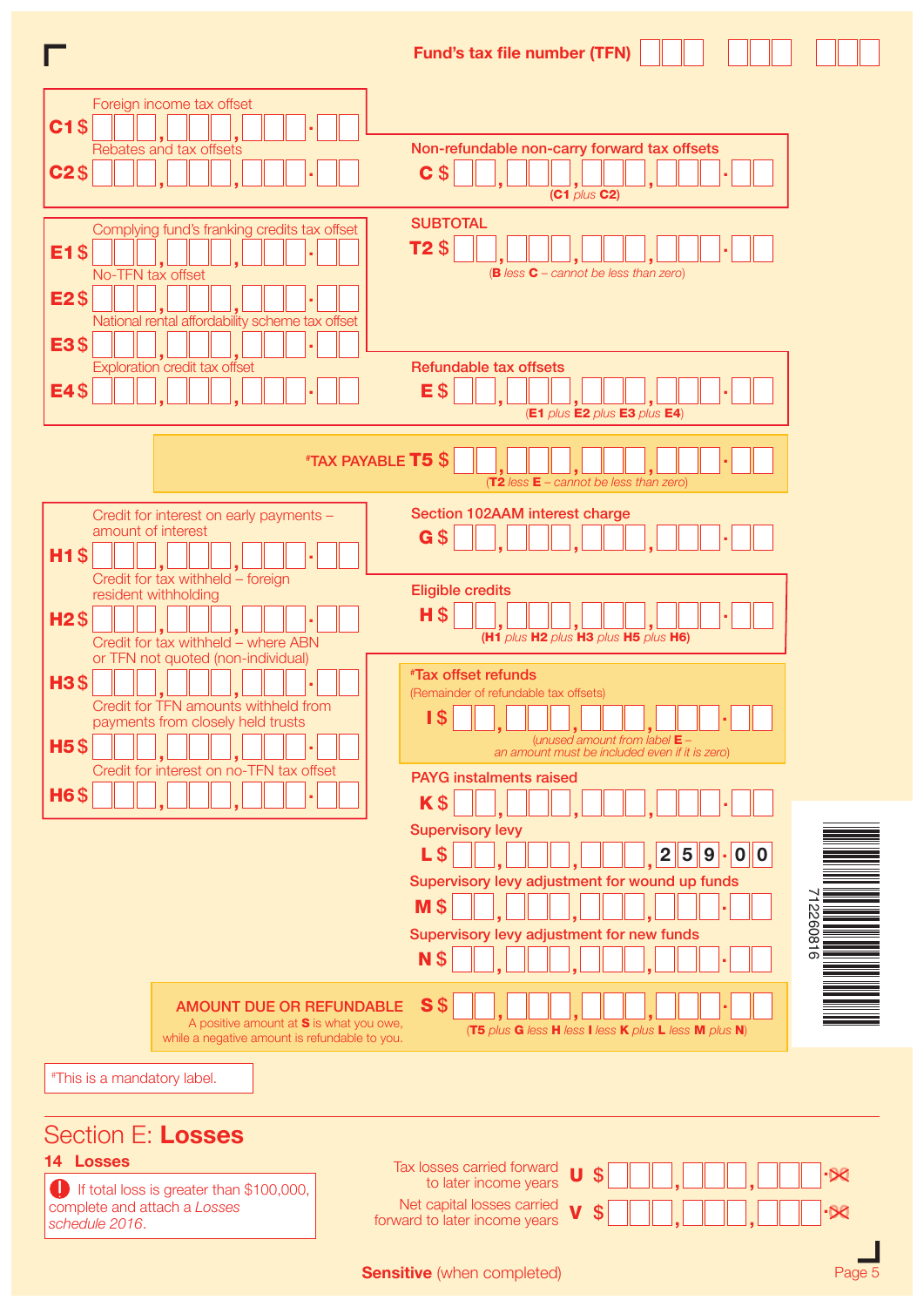Fund's tax file number (TFN)

| Label | Description | Amount |
|---|---|---|
| C1 | Foreign income tax offset | $ |
| C2 | Rebates and tax offsets | $ |
| C | Non-refundable non-carry forward tax offsets (C1 *plus* C2) | $ |
| T2 | SUBTOTAL (B *less* C – *cannot be less than zero*) | $ |
| E1 | Complying fund's franking credits tax offset | $ |
| E2 | No-TFN tax offset | $ |
| E3 | National rental affordability scheme tax offset | $ |
| E4 | Exploration credit tax offset | $ |
| E | Refundable tax offsets (E1 *plus* E2 *plus* E3 *plus* E4) | $ |
| T5 | #TAX PAYABLE (T2 *less* E – *cannot be less than zero*) | $ |
| G | Section 102AAM interest charge | $ |
| H1 | Credit for interest on early payments – amount of interest | $ |
| H2 | Credit for tax withheld – foreign resident withholding | $ |
| H3 | Credit for tax withheld – where ABN or TFN not quoted (non-individual) | $ |
| H5 | Credit for TFN amounts withheld from payments from closely held trusts | $ |
| H6 | Credit for interest on no-TFN tax offset | $ |
| H | Eligible credits (H1 *plus* H2 *plus* H3 *plus* H5 *plus* H6) | $ |
| I | #Tax offset refunds (Remainder of refundable tax offsets) (*unused amount from label* E – *an amount must be included even if it is zero*) | $ |
| K | PAYG instalments raised | $ |
| L | Supervisory levy | $ 259.00 |
| M | Supervisory levy adjustment for wound up funds | $ |
| N | Supervisory levy adjustment for new funds | $ |
| S | AMOUNT DUE OR REFUNDABLE – A positive amount at S is what you owe, while a negative amount is refundable to you. (T5 *plus* G *less* H *less* I *less* K *plus* L *less* M *plus* N) | $ |

#This is a mandatory label.

## Section E: **Losses**

### 14 Losses

If total loss is greater than $100,000, complete and attach a *Losses schedule 2016*.

| Label | Description | Amount |
|---|---|---|
| U | Tax losses carried forward to later income years | $ |
| V | Net capital losses carried forward to later income years | $ |

**Sensitive** (when completed)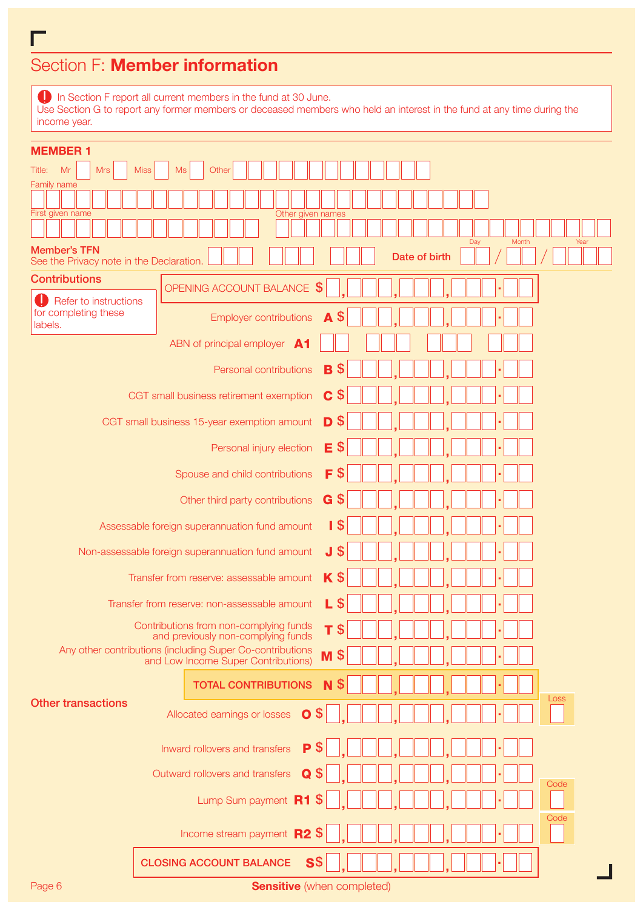# Section F: **Member information**

In Section F report all current members in the fund at 30 June.
Use Section G to report any former members or deceased members who held an interest in the fund at any time during the income year.

## MEMBER 1

Title: Mr ☐ Mrs ☐ Miss ☐ Ms ☐ Other ☐

Family name

First given name

Other given names

**Member's TFN**
See the Privacy note in the Declaration.

**Date of birth** Day / Month / Year

### Contributions

Refer to instructions for completing these labels.

| Label | Code | Amount |
|---|---|---|
| OPENING ACCOUNT BALANCE | | $ |
| Employer contributions | **A** | $ |
| ABN of principal employer | **A1** | |
| Personal contributions | **B** | $ |
| CGT small business retirement exemption | **C** | $ |
| CGT small business 15-year exemption amount | **D** | $ |
| Personal injury election | **E** | $ |
| Spouse and child contributions | **F** | $ |
| Other third party contributions | **G** | $ |
| Assessable foreign superannuation fund amount | **I** | $ |
| Non-assessable foreign superannuation fund amount | **J** | $ |
| Transfer from reserve: assessable amount | **K** | $ |
| Transfer from reserve: non-assessable amount | **L** | $ |
| Contributions from non-complying funds and previously non-complying funds | **T** | $ |
| Any other contributions (including Super Co-contributions and Low Income Super Contributions) | **M** | $ |
| TOTAL CONTRIBUTIONS | **N** | $ |

### Other transactions

| Label | Code | Amount | |
|---|---|---|---|
| Allocated earnings or losses | **O** | $ | Loss |
| Inward rollovers and transfers | **P** | $ | |
| Outward rollovers and transfers | **Q** | $ | |
| Lump Sum payment | **R1** | $ | Code |
| Income stream payment | **R2** | $ | Code |
| CLOSING ACCOUNT BALANCE | **S** | $ | |

**Sensitive** (when completed)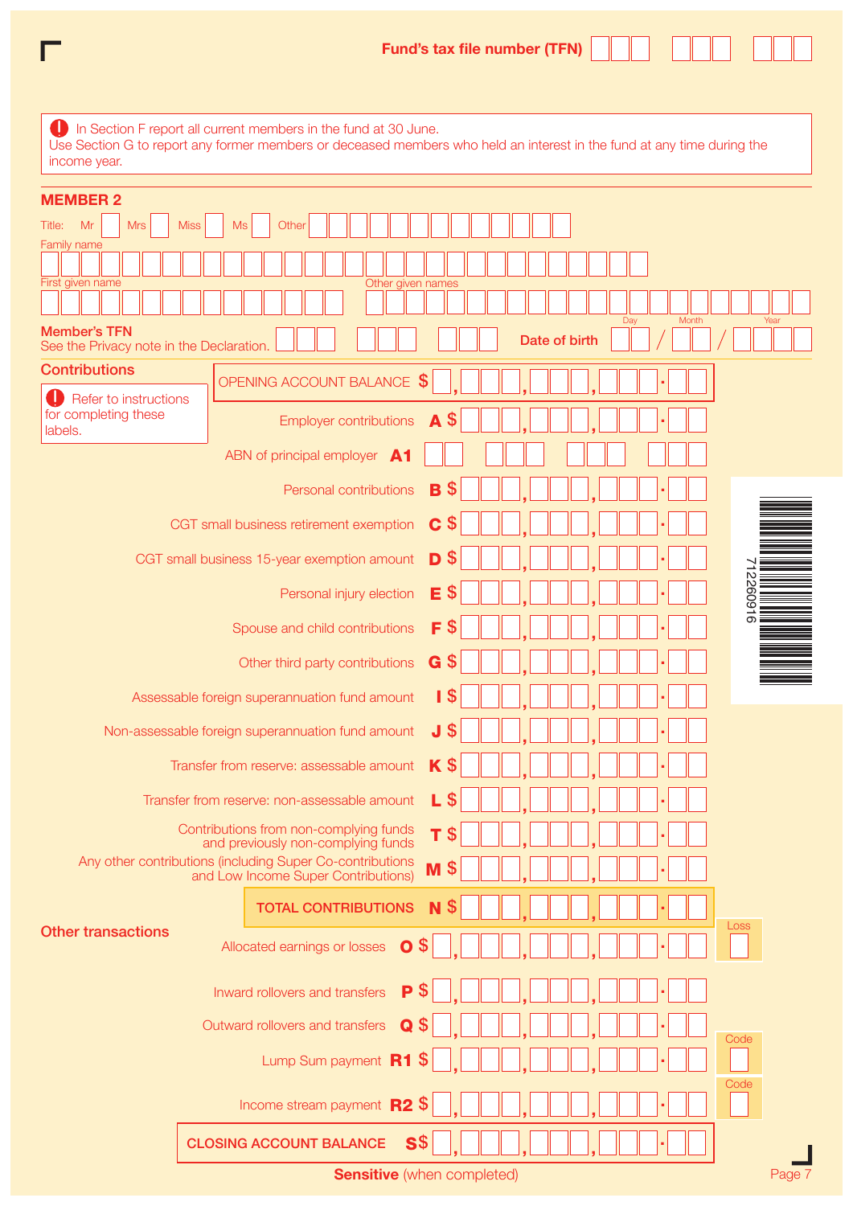Fund's tax file number (TFN)

> In Section F report all current members in the fund at 30 June.
> Use Section G to report any former members or deceased members who held an interest in the fund at any time during the income year.

## MEMBER 2

Title: Mr / Mrs / Miss / Ms / Other

Family name

First given name

Other given names

**Member's TFN**
See the Privacy note in the Declaration.

**Date of birth** Day / Month / Year

### Contributions

> Refer to instructions for completing these labels.

| Label | | Amount |
|---|---|---|
| OPENING ACCOUNT BALANCE | | $ |
| Employer contributions | **A** | $ |
| ABN of principal employer | **A1** | |
| Personal contributions | **B** | $ |
| CGT small business retirement exemption | **C** | $ |
| CGT small business 15-year exemption amount | **D** | $ |
| Personal injury election | **E** | $ |
| Spouse and child contributions | **F** | $ |
| Other third party contributions | **G** | $ |
| Assessable foreign superannuation fund amount | **I** | $ |
| Non-assessable foreign superannuation fund amount | **J** | $ |
| Transfer from reserve: assessable amount | **K** | $ |
| Transfer from reserve: non-assessable amount | **L** | $ |
| Contributions from non-complying funds and previously non-complying funds | **T** | $ |
| Any other contributions (including Super Co-contributions and Low Income Super Contributions) | **M** | $ |
| TOTAL CONTRIBUTIONS | **N** | $ |

### Other transactions

| Label | | Amount | |
|---|---|---|---|
| Allocated earnings or losses | **O** | $ | Loss |
| Inward rollovers and transfers | **P** | $ | |
| Outward rollovers and transfers | **Q** | $ | |
| Lump Sum payment | **R1** | $ | Code |
| Income stream payment | **R2** | $ | Code |
| **CLOSING ACCOUNT BALANCE** | **S** | $ | |

**Sensitive** (when completed)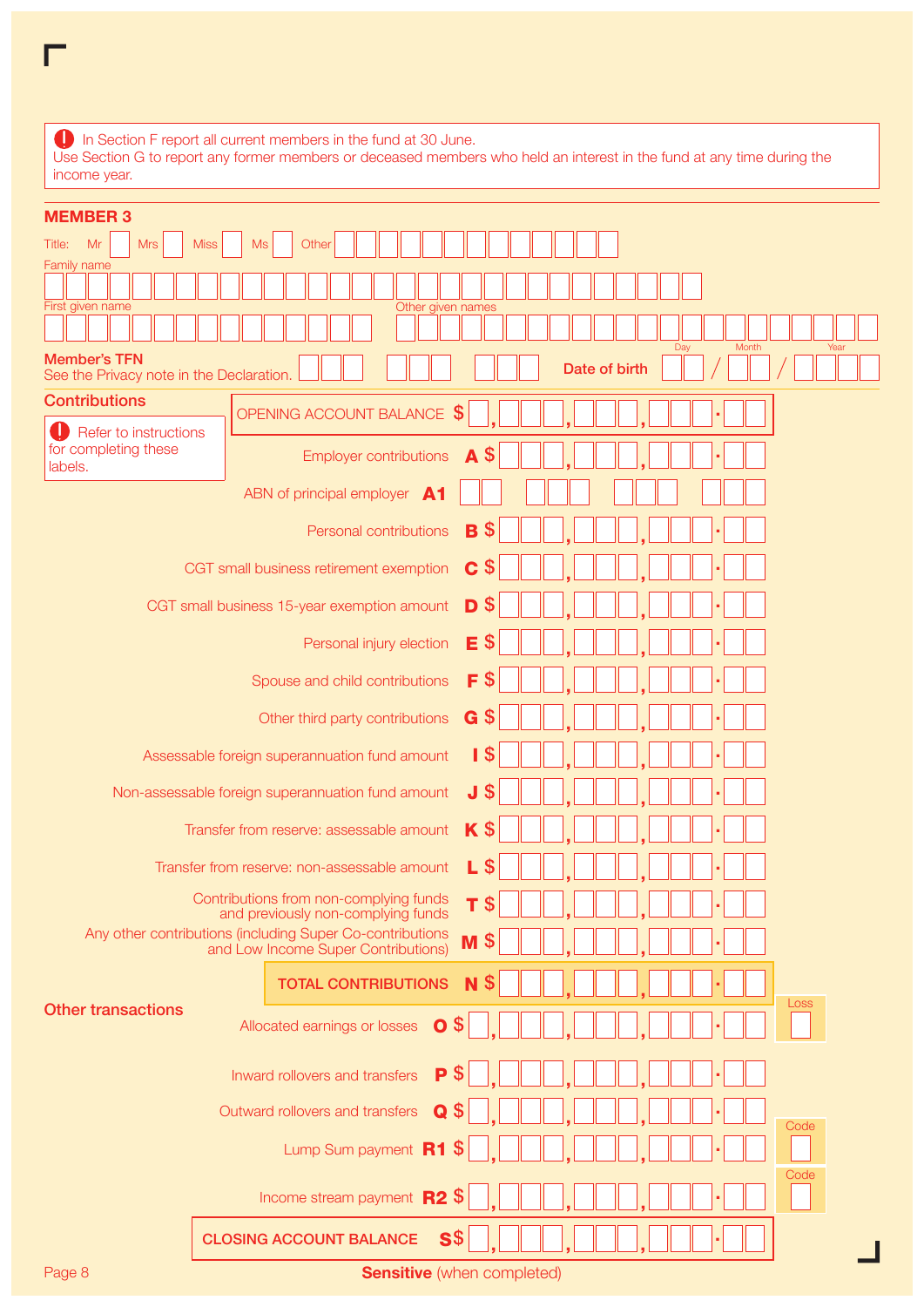> In Section F report all current members in the fund at 30 June.
> Use Section G to report any former members or deceased members who held an interest in the fund at any time during the income year.

## MEMBER 3

Title: Mr ☐ Mrs ☐ Miss ☐ Ms ☐ Other ☐

Family name

First given name

Other given names

**Member's TFN**
See the Privacy note in the Declaration.

**Date of birth** Day / Month / Year

### Contributions

> Refer to instructions for completing these labels.

| Item | Label | Amount |
|---|---|---|
| OPENING ACCOUNT BALANCE | | $ |
| Employer contributions | **A** | $ |
| ABN of principal employer | **A1** | |
| Personal contributions | **B** | $ |
| CGT small business retirement exemption | **C** | $ |
| CGT small business 15-year exemption amount | **D** | $ |
| Personal injury election | **E** | $ |
| Spouse and child contributions | **F** | $ |
| Other third party contributions | **G** | $ |
| Assessable foreign superannuation fund amount | **I** | $ |
| Non-assessable foreign superannuation fund amount | **J** | $ |
| Transfer from reserve: assessable amount | **K** | $ |
| Transfer from reserve: non-assessable amount | **L** | $ |
| Contributions from non-complying funds and previously non-complying funds | **T** | $ |
| Any other contributions (including Super Co-contributions and Low Income Super Contributions) | **M** | $ |
| TOTAL CONTRIBUTIONS | **N** | $ |

### Other transactions

| Item | Label | Amount | |
|---|---|---|---|
| Allocated earnings or losses | **O** | $ | Loss |
| Inward rollovers and transfers | **P** | $ | |
| Outward rollovers and transfers | **Q** | $ | |
| Lump Sum payment | **R1** | $ | Code |
| Income stream payment | **R2** | $ | Code |
| CLOSING ACCOUNT BALANCE | **S** | $ | |

**Sensitive** (when completed)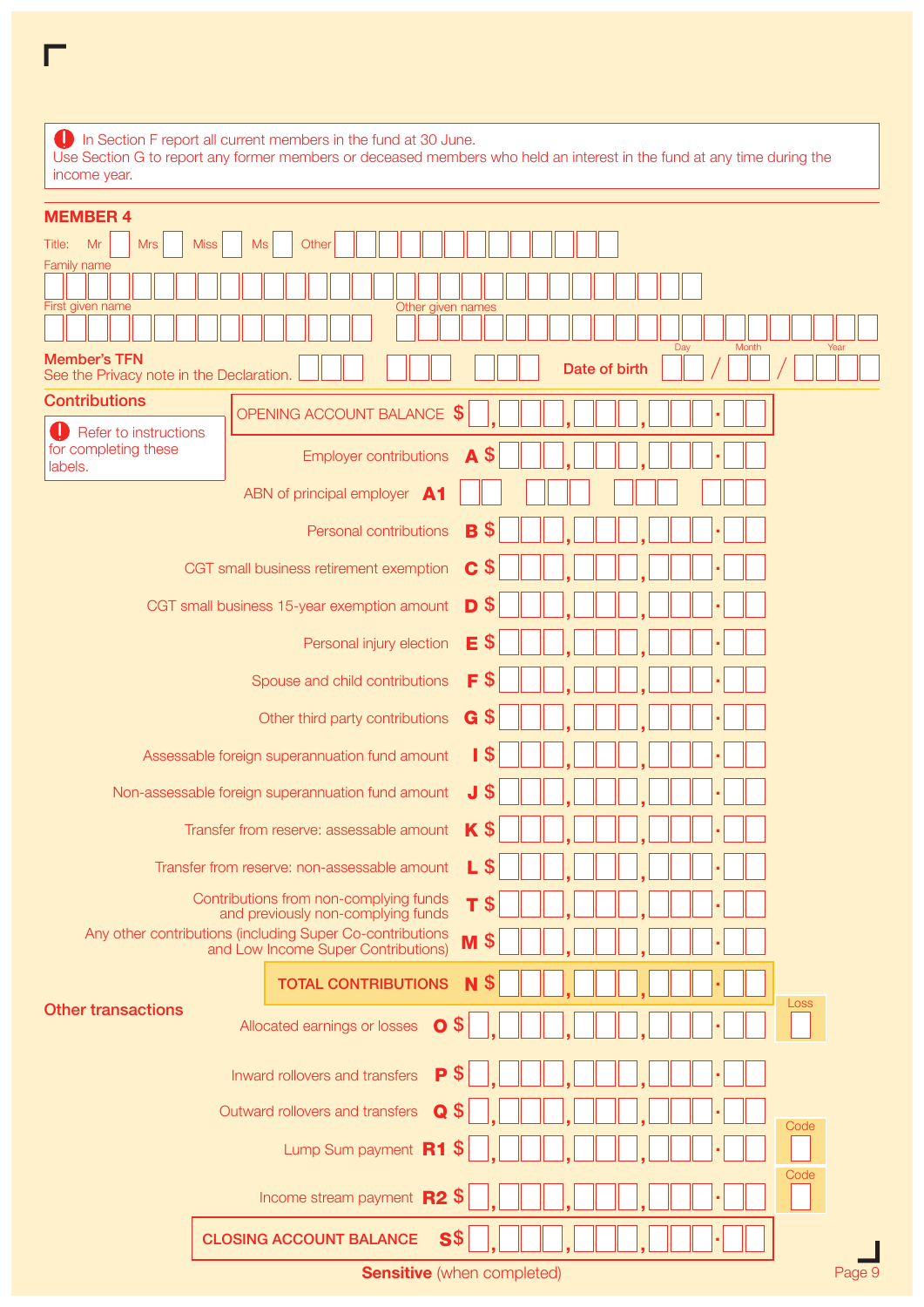> In Section F report all current members in the fund at 30 June.
> Use Section G to report any former members or deceased members who held an interest in the fund at any time during the income year.

## MEMBER 4

Title: Mr ☐ Mrs ☐ Miss ☐ Ms ☐ Other ☐

Family name

First given name

Other given names

**Member's TFN**
See the Privacy note in the Declaration.

**Date of birth** Day / Month / Year

### Contributions

> Refer to instructions for completing these labels.

| | | |
|---|---|---|
| OPENING ACCOUNT BALANCE | | $ |
| Employer contributions | A | $ |
| ABN of principal employer | A1 | |
| Personal contributions | B | $ |
| CGT small business retirement exemption | C | $ |
| CGT small business 15-year exemption amount | D | $ |
| Personal injury election | E | $ |
| Spouse and child contributions | F | $ |
| Other third party contributions | G | $ |
| Assessable foreign superannuation fund amount | I | $ |
| Non-assessable foreign superannuation fund amount | J | $ |
| Transfer from reserve: assessable amount | K | $ |
| Transfer from reserve: non-assessable amount | L | $ |
| Contributions from non-complying funds and previously non-complying funds | T | $ |
| Any other contributions (including Super Co-contributions and Low Income Super Contributions) | M | $ |
| TOTAL CONTRIBUTIONS | N | $ |

### Other transactions

| | | | |
|---|---|---|---|
| Allocated earnings or losses | O | $ | Loss |
| Inward rollovers and transfers | P | $ | |
| Outward rollovers and transfers | Q | $ | |
| Lump Sum payment | R1 | $ | Code |
| Income stream payment | R2 | $ | Code |
| CLOSING ACCOUNT BALANCE | S | $ | |

**Sensitive** (when completed)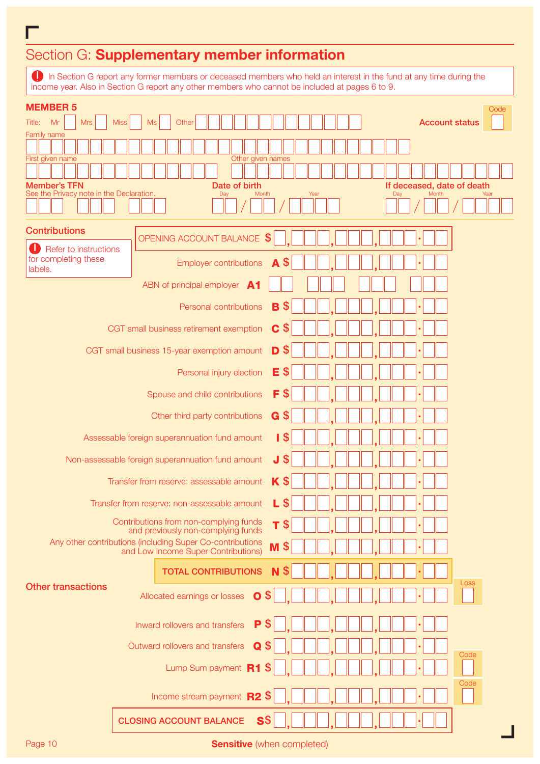## Section G: **Supplementary member information**

> In Section G report any former members or deceased members who held an interest in the fund at any time during the income year. Also in Section G report any other members who cannot be included at pages 6 to 9.

### MEMBER 5

Title: Mr ☐ Mrs ☐ Miss ☐ Ms ☐ Other ☐

**Account status** Code ☐

Family name

First given name

Other given names

**Member's TFN**
See the Privacy note in the Declaration.

**Date of birth** Day / Month / Year

**If deceased, date of death** Day / Month / Year

### Contributions

> Refer to instructions for completing these labels.

| | | |
|---|---|---|
| OPENING ACCOUNT BALANCE | | $ |
| Employer contributions | **A** | $ |
| ABN of principal employer | **A1** | |
| Personal contributions | **B** | $ |
| CGT small business retirement exemption | **C** | $ |
| CGT small business 15-year exemption amount | **D** | $ |
| Personal injury election | **E** | $ |
| Spouse and child contributions | **F** | $ |
| Other third party contributions | **G** | $ |
| Assessable foreign superannuation fund amount | **I** | $ |
| Non-assessable foreign superannuation fund amount | **J** | $ |
| Transfer from reserve: assessable amount | **K** | $ |
| Transfer from reserve: non-assessable amount | **L** | $ |
| Contributions from non-complying funds and previously non-complying funds | **T** | $ |
| Any other contributions (including Super Co-contributions and Low Income Super Contributions) | **M** | $ |
| **TOTAL CONTRIBUTIONS** | **N** | $ |

### Other transactions

| | | | |
|---|---|---|---|
| Allocated earnings or losses | **O** | $ | Loss ☐ |
| Inward rollovers and transfers | **P** | $ | |
| Outward rollovers and transfers | **Q** | $ | |
| Lump Sum payment | **R1** | $ | Code ☐ |
| Income stream payment | **R2** | $ | Code ☐ |
| **CLOSING ACCOUNT BALANCE** | **S** | $ | |

**Sensitive** (when completed)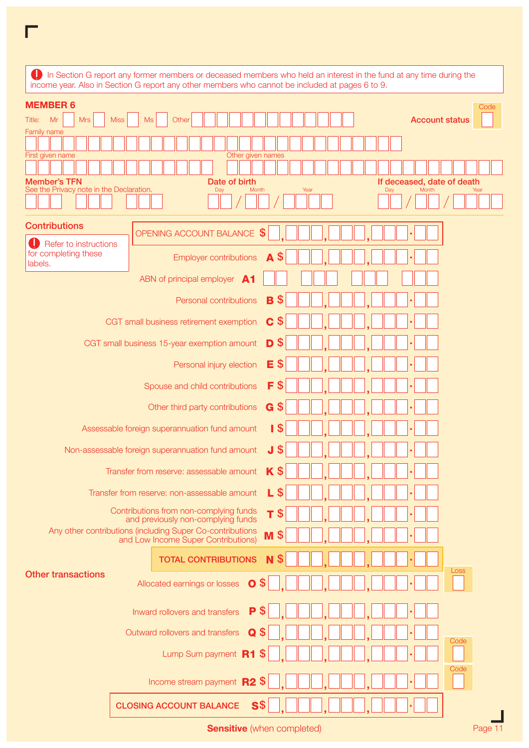> In Section G report any former members or deceased members who held an interest in the fund at any time during the income year. Also in Section G report any other members who cannot be included at pages 6 to 9.

## MEMBER 6

Title: Mr  Mrs  Miss  Ms  Other

Account status Code

Family name

First given name

Other given names

**Member's TFN**
See the Privacy note in the Declaration.

**Date of birth**
Day / Month / Year

**If deceased, date of death**
Day / Month / Year

## Contributions

> Refer to instructions for completing these labels.

| | | |
|---|---|---|
| OPENING ACCOUNT BALANCE | | $ |
| Employer contributions | A | $ |
| ABN of principal employer | A1 | |
| Personal contributions | B | $ |
| CGT small business retirement exemption | C | $ |
| CGT small business 15-year exemption amount | D | $ |
| Personal injury election | E | $ |
| Spouse and child contributions | F | $ |
| Other third party contributions | G | $ |
| Assessable foreign superannuation fund amount | I | $ |
| Non-assessable foreign superannuation fund amount | J | $ |
| Transfer from reserve: assessable amount | K | $ |
| Transfer from reserve: non-assessable amount | L | $ |
| Contributions from non-complying funds and previously non-complying funds | T | $ |
| Any other contributions (including Super Co-contributions and Low Income Super Contributions) | M | $ |
| TOTAL CONTRIBUTIONS | N | $ |

## Other transactions

| | | | |
|---|---|---|---|
| Allocated earnings or losses | O | $ | Loss |
| Inward rollovers and transfers | P | $ | |
| Outward rollovers and transfers | Q | $ | |
| Lump Sum payment | R1 | $ | Code |
| Income stream payment | R2 | $ | Code |
| CLOSING ACCOUNT BALANCE | S | $ | |

**Sensitive** (when completed)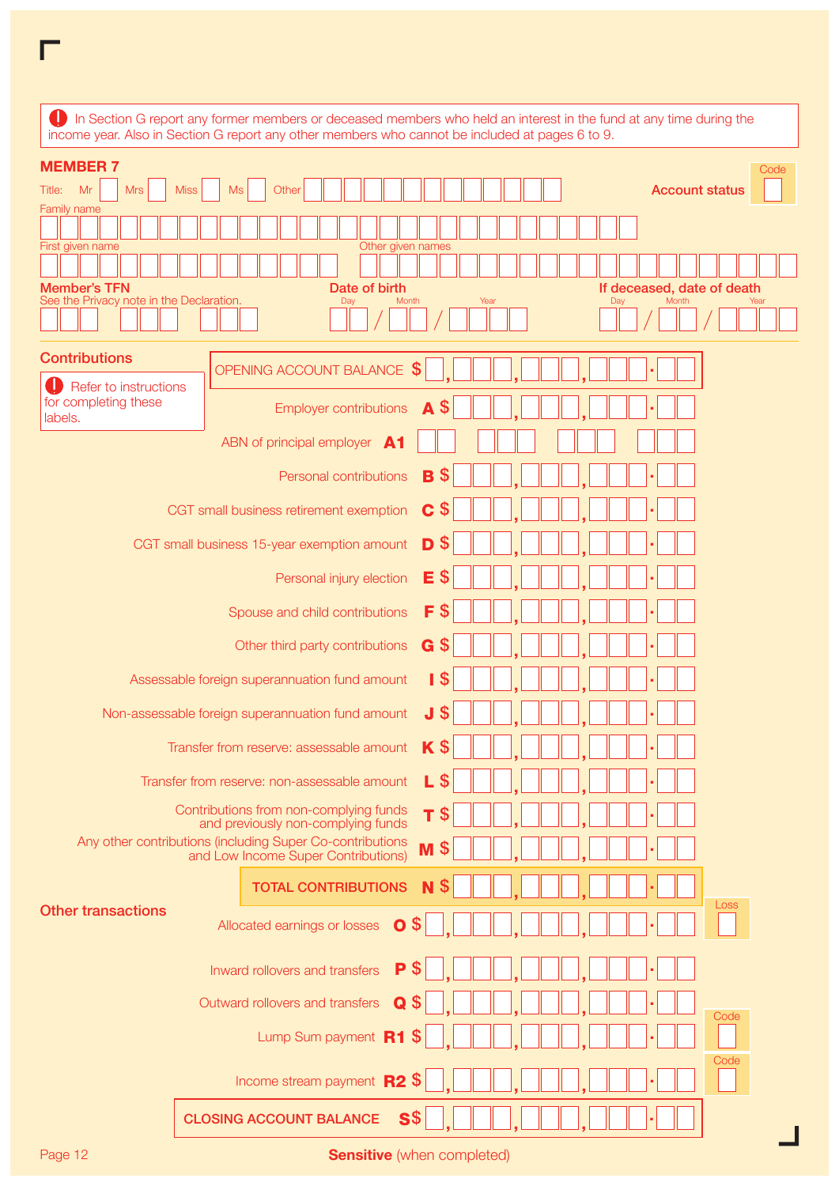In Section G report any former members or deceased members who held an interest in the fund at any time during the income year. Also in Section G report any other members who cannot be included at pages 6 to 9.

## MEMBER 7

Title: Mr ☐ Mrs ☐ Miss ☐ Ms ☐ Other ☐

**Account status** Code ☐

Family name

First given name

Other given names

**Member's TFN**
See the Privacy note in the Declaration.

**Date of birth** Day / Month / Year

**If deceased, date of death** Day / Month / Year

## Contributions

Refer to instructions for completing these labels.

| | | |
|---|---|---|
| OPENING ACCOUNT BALANCE | | $ |
| Employer contributions | A | $ |
| ABN of principal employer | A1 | |
| Personal contributions | B | $ |
| CGT small business retirement exemption | C | $ |
| CGT small business 15-year exemption amount | D | $ |
| Personal injury election | E | $ |
| Spouse and child contributions | F | $ |
| Other third party contributions | G | $ |
| Assessable foreign superannuation fund amount | I | $ |
| Non-assessable foreign superannuation fund amount | J | $ |
| Transfer from reserve: assessable amount | K | $ |
| Transfer from reserve: non-assessable amount | L | $ |
| Contributions from non-complying funds and previously non-complying funds | T | $ |
| Any other contributions (including Super Co-contributions and Low Income Super Contributions) | M | $ |
| TOTAL CONTRIBUTIONS | N | $ |

## Other transactions

| | | | |
|---|---|---|---|
| Allocated earnings or losses | O | $ | Loss ☐ |
| Inward rollovers and transfers | P | $ | |
| Outward rollovers and transfers | Q | $ | |
| Lump Sum payment | R1 | $ | Code ☐ |
| Income stream payment | R2 | $ | Code ☐ |
| CLOSING ACCOUNT BALANCE | S | $ | |

**Sensitive** (when completed)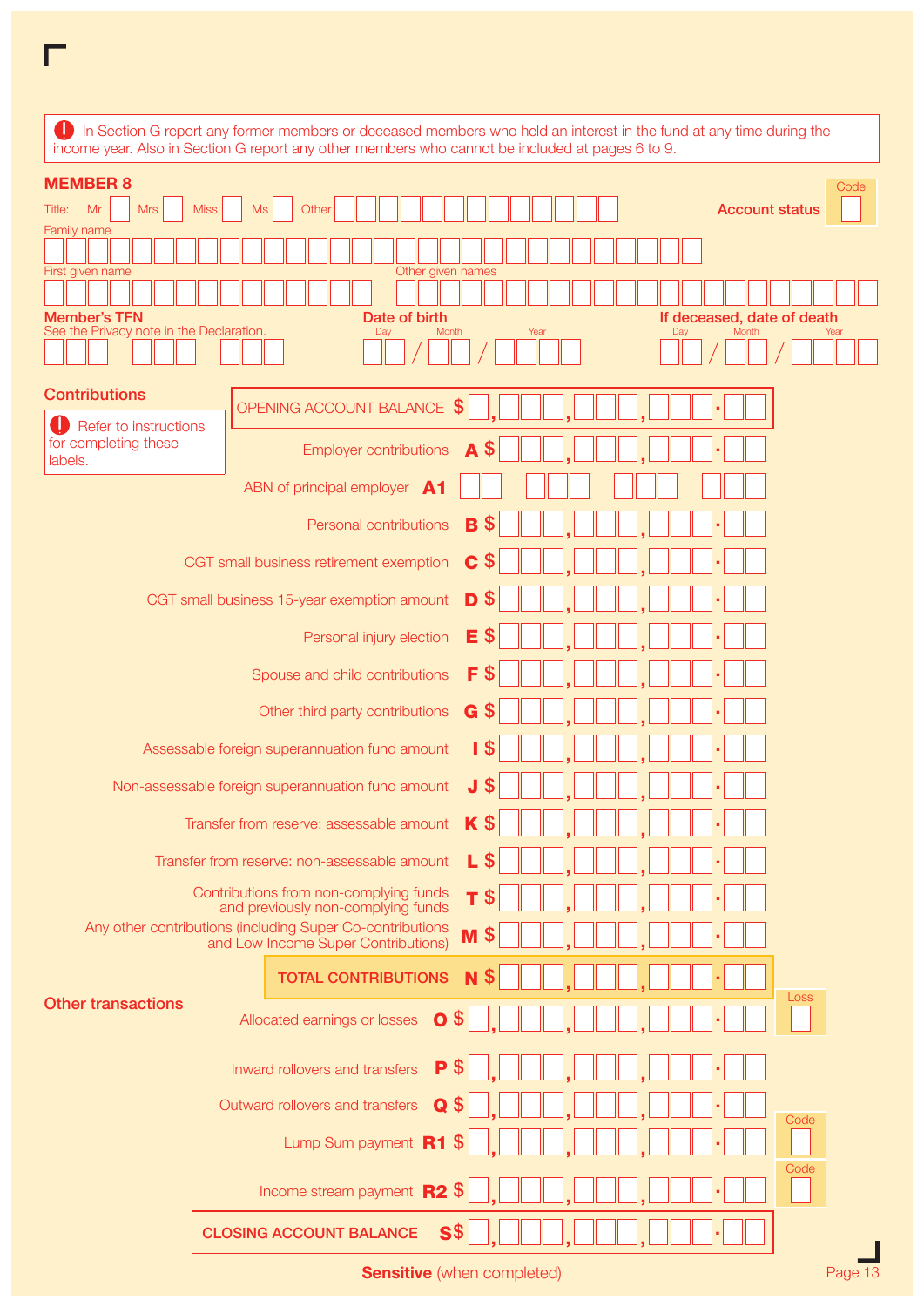In Section G report any former members or deceased members who held an interest in the fund at any time during the income year. Also in Section G report any other members who cannot be included at pages 6 to 9.

## MEMBER 8

Title: Mr Mrs Miss Ms Other

**Account status** Code

Family name

First given name

Other given names

**Member's TFN**
See the Privacy note in the Declaration.

**Date of birth** Day / Month / Year

**If deceased, date of death** Day / Month / Year

### Contributions

Refer to instructions for completing these labels.

| Item | Label | Amount |
|---|---|---|
| OPENING ACCOUNT BALANCE | | $ |
| Employer contributions | A | $ |
| ABN of principal employer | A1 | |
| Personal contributions | B | $ |
| CGT small business retirement exemption | C | $ |
| CGT small business 15-year exemption amount | D | $ |
| Personal injury election | E | $ |
| Spouse and child contributions | F | $ |
| Other third party contributions | G | $ |
| Assessable foreign superannuation fund amount | I | $ |
| Non-assessable foreign superannuation fund amount | J | $ |
| Transfer from reserve: assessable amount | K | $ |
| Transfer from reserve: non-assessable amount | L | $ |
| Contributions from non-complying funds and previously non-complying funds | T | $ |
| Any other contributions (including Super Co-contributions and Low Income Super Contributions) | M | $ |
| **TOTAL CONTRIBUTIONS** | N | $ |

### Other transactions

| Item | Label | Amount | |
|---|---|---|---|
| Allocated earnings or losses | O | $ | Loss |
| Inward rollovers and transfers | P | $ | |
| Outward rollovers and transfers | Q | $ | |
| Lump Sum payment | R1 | $ | Code |
| Income stream payment | R2 | $ | Code |
| **CLOSING ACCOUNT BALANCE** | S | $ | |

**Sensitive** (when completed)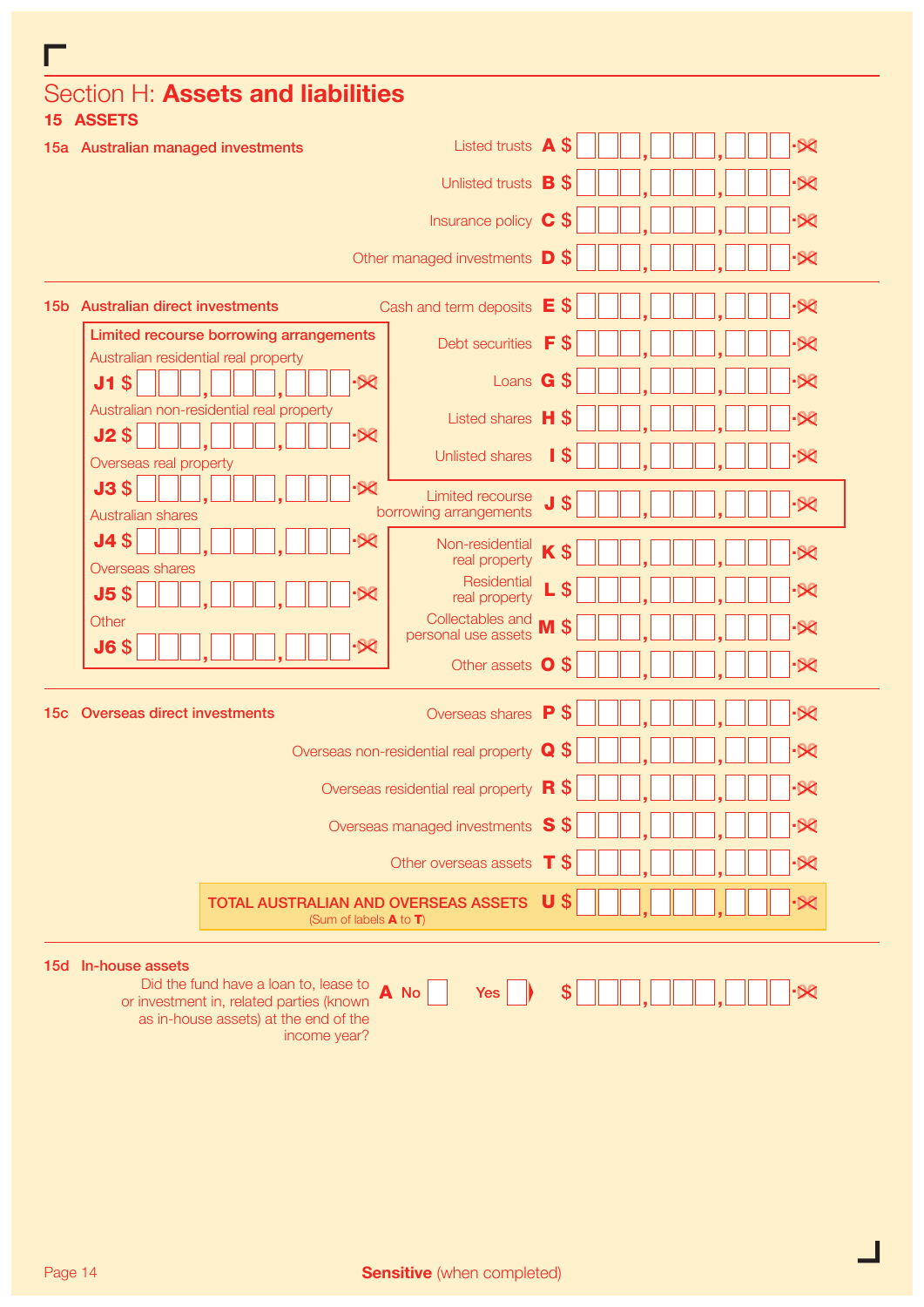# Section H: **Assets and liabilities**

## 15 ASSETS

### 15a Australian managed investments

| | Label | Amount |
|---|---|---|
| Listed trusts | **A** | $ |
| Unlisted trusts | **B** | $ |
| Insurance policy | **C** | $ |
| Other managed investments | **D** | $ |

### 15b Australian direct investments

| | Label | Amount |
|---|---|---|
| Cash and term deposits | **E** | $ |
| Debt securities | **F** | $ |
| Loans | **G** | $ |
| Listed shares | **H** | $ |
| Unlisted shares | **I** | $ |
| Limited recourse borrowing arrangements | **J** | $ |
| Non-residential real property | **K** | $ |
| Residential real property | **L** | $ |
| Collectables and personal use assets | **M** | $ |
| Other assets | **O** | $ |

**Limited recourse borrowing arrangements**

| | Label | Amount |
|---|---|---|
| Australian residential real property | **J1** | $ |
| Australian non-residential real property | **J2** | $ |
| Overseas real property | **J3** | $ |
| Australian shares | **J4** | $ |
| Overseas shares | **J5** | $ |
| Other | **J6** | $ |

### 15c Overseas direct investments

| | Label | Amount |
|---|---|---|
| Overseas shares | **P** | $ |
| Overseas non-residential real property | **Q** | $ |
| Overseas residential real property | **R** | $ |
| Overseas managed investments | **S** | $ |
| Other overseas assets | **T** | $ |
| **TOTAL AUSTRALIAN AND OVERSEAS ASSETS** (Sum of labels **A** to **T**) | **U** | $ |

### 15d In-house assets

Did the fund have a loan to, lease to or investment in, related parties (known as in-house assets) at the end of the income year?

**A** No ☐ Yes ☐ ▶ $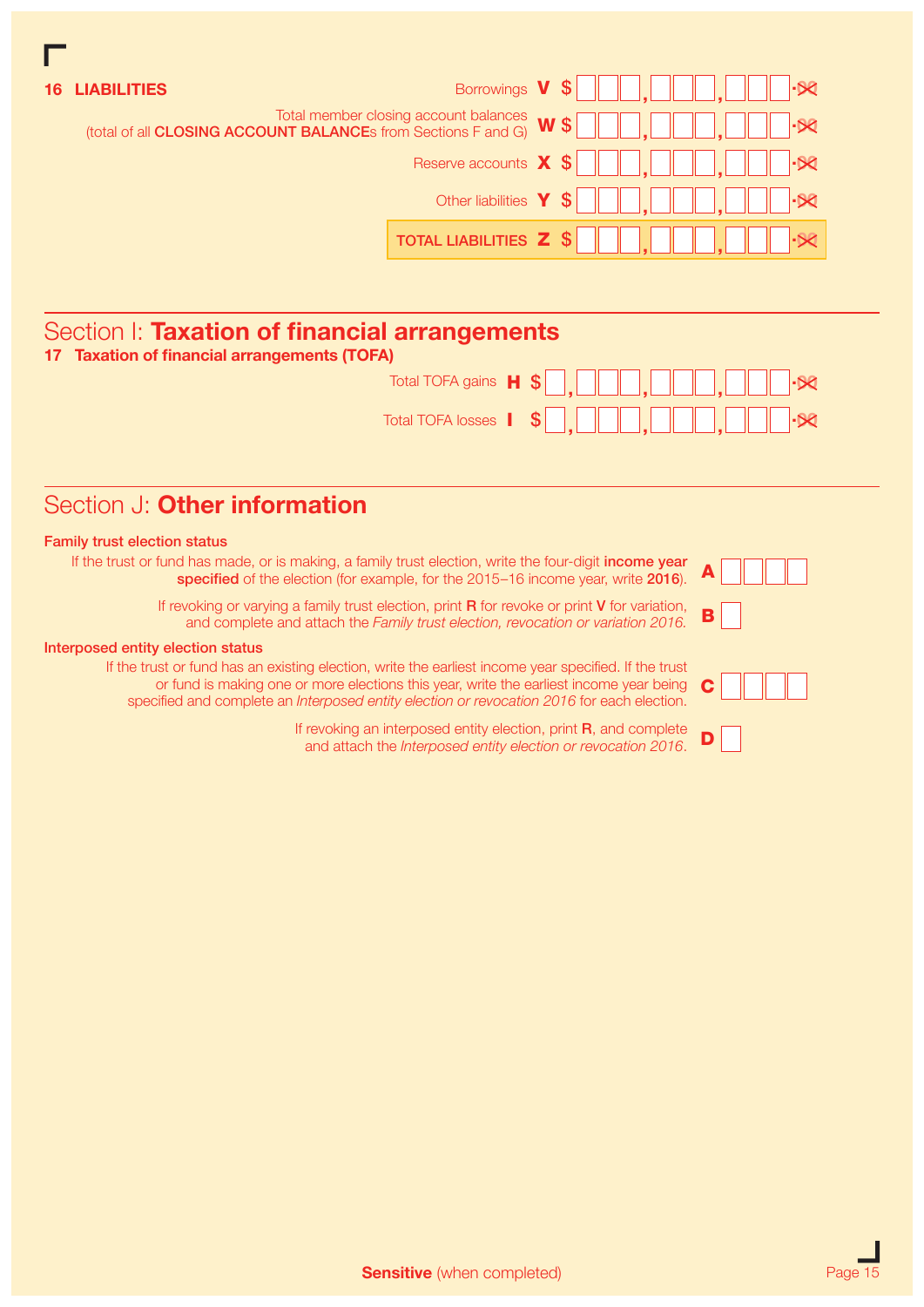**16 LIABILITIES**

| | | |
|---|---|---|
| Borrowings | **V** | $ |
| Total member closing account balances (total of all **CLOSING ACCOUNT BALANCE**s from Sections F and G) | **W** | $ |
| Reserve accounts | **X** | $ |
| Other liabilities | **Y** | $ |
| **TOTAL LIABILITIES** | **Z** | $ |

## Section I: **Taxation of financial arrangements**

**17 Taxation of financial arrangements (TOFA)**

| | | |
|---|---|---|
| Total TOFA gains | **H** | $ |
| Total TOFA losses | **I** | $ |

## Section J: **Other information**

**Family trust election status**

If the trust or fund has made, or is making, a family trust election, write the four-digit **income year specified** of the election (for example, for the 2015–16 income year, write **2016**). **A**

If revoking or varying a family trust election, print **R** for revoke or print **V** for variation, and complete and attach the *Family trust election, revocation or variation 2016.* **B**

**Interposed entity election status**

If the trust or fund has an existing election, write the earliest income year specified. If the trust or fund is making one or more elections this year, write the earliest income year being specified and complete an *Interposed entity election or revocation 2016* for each election. **C**

If revoking an interposed entity election, print **R**, and complete and attach the *Interposed entity election or revocation 2016*. **D**

**Sensitive** (when completed)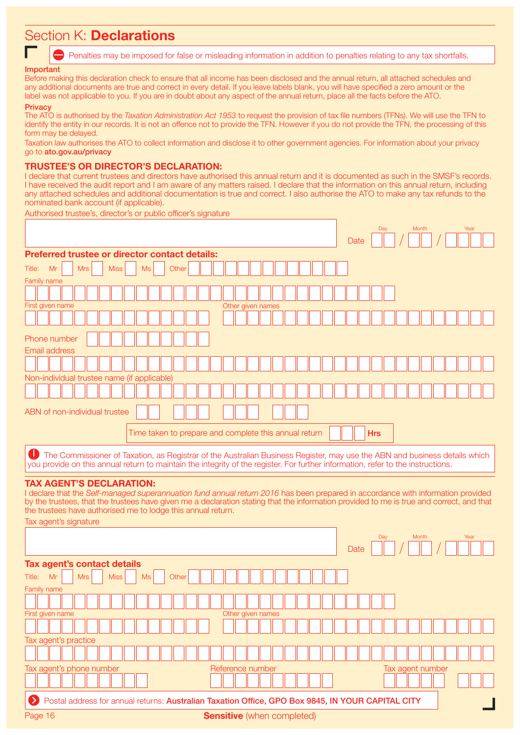# Section K: **Declarations**

Penalties may be imposed for false or misleading information in addition to penalties relating to any tax shortfalls.

**Important**

Before making this declaration check to ensure that all income has been disclosed and the annual return, all attached schedules and any additional documents are true and correct in every detail. If you leave labels blank, you will have specified a zero amount or the label was not applicable to you. If you are in doubt about any aspect of the annual return, place all the facts before the ATO.

**Privacy**

The ATO is authorised by the *Taxation Administration Act 1953* to request the provision of tax file numbers (TFNs). We will use the TFN to identify the entity in our records. It is not an offence not to provide the TFN. However if you do not provide the TFN, the processing of this form may be delayed.

Taxation law authorises the ATO to collect information and disclose it to other government agencies. For information about your privacy go to **ato.gov.au/privacy**

## TRUSTEE'S OR DIRECTOR'S DECLARATION:

I declare that current trustees and directors have authorised this annual return and it is documented as such in the SMSF's records. I have received the audit report and I am aware of any matters raised. I declare that the information on this annual return, including any attached schedules and additional documentation is true and correct. I also authorise the ATO to make any tax refunds to the nominated bank account (if applicable).

Authorised trustee's, director's or public officer's signature

Date Day / Month / Year

### Preferred trustee or director contact details:

Title: Mr Mrs Miss Ms Other

Family name

First given name

Other given names

Phone number

Email address

Non-individual trustee name (if applicable)

ABN of non-individual trustee

Time taken to prepare and complete this annual return **Hrs**

The Commissioner of Taxation, as Registrar of the Australian Business Register, may use the ABN and business details which you provide on this annual return to maintain the integrity of the register. For further information, refer to the instructions.

## TAX AGENT'S DECLARATION:

I declare that the *Self-managed superannuation fund annual return 2016* has been prepared in accordance with information provided by the trustees, that the trustees have given me a declaration stating that the information provided to me is true and correct, and that the trustees have authorised me to lodge this annual return.

Tax agent's signature

Date Day / Month / Year

### Tax agent's contact details

Title: Mr Mrs Miss Ms Other

Family name

First given name

Other given names

Tax agent's practice

Tax agent's phone number

Reference number

Tax agent number

Postal address for annual returns: **Australian Taxation Office, GPO Box 9845, IN YOUR CAPITAL CITY**

**Sensitive** (when completed)